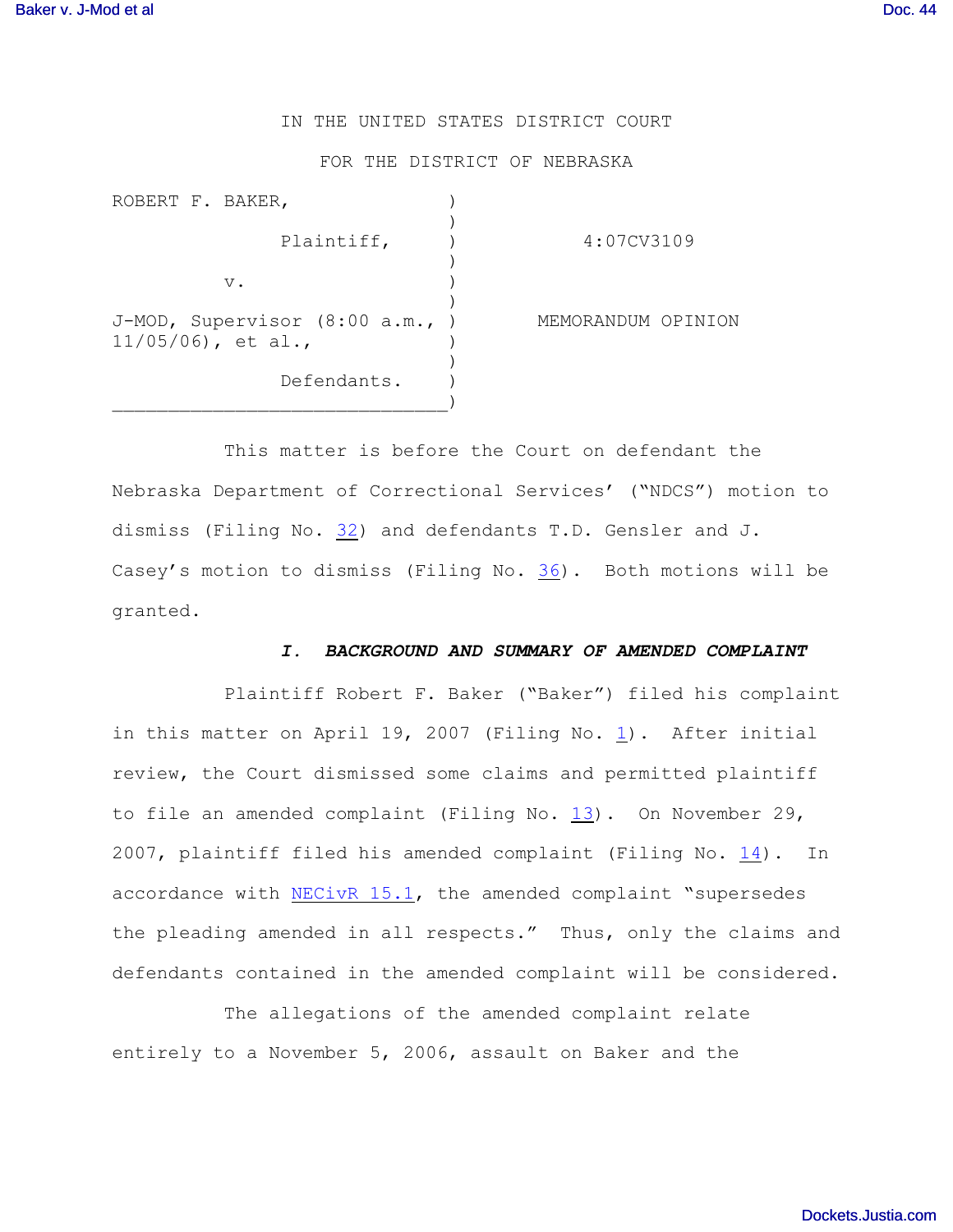IN THE UNITED STATES DISTRICT COURT

FOR THE DISTRICT OF NEBRASKA

| | | |
|---|---|---|
| ROBERT F. BAKER, | ) | |
| Plaintiff, | ) | 4:07CV3109 |
| v. | ) | |
| J-MOD, Supervisor (8:00 a.m., 11/05/06), et al., | ) | MEMORANDUM OPINION |
| Defendants. | ) | |

This matter is before the Court on defendant the Nebraska Department of Correctional Services' ("NDCS") motion to dismiss (Filing No. 32) and defendants T.D. Gensler and J. Casey's motion to dismiss (Filing No. 36). Both motions will be granted.

## *I. BACKGROUND AND SUMMARY OF AMENDED COMPLAINT*

Plaintiff Robert F. Baker ("Baker") filed his complaint in this matter on April 19, 2007 (Filing No. 1). After initial review, the Court dismissed some claims and permitted plaintiff to file an amended complaint (Filing No. 13). On November 29, 2007, plaintiff filed his amended complaint (Filing No. 14). In accordance with NECivR 15.1, the amended complaint "supersedes the pleading amended in all respects." Thus, only the claims and defendants contained in the amended complaint will be considered.

The allegations of the amended complaint relate entirely to a November 5, 2006, assault on Baker and the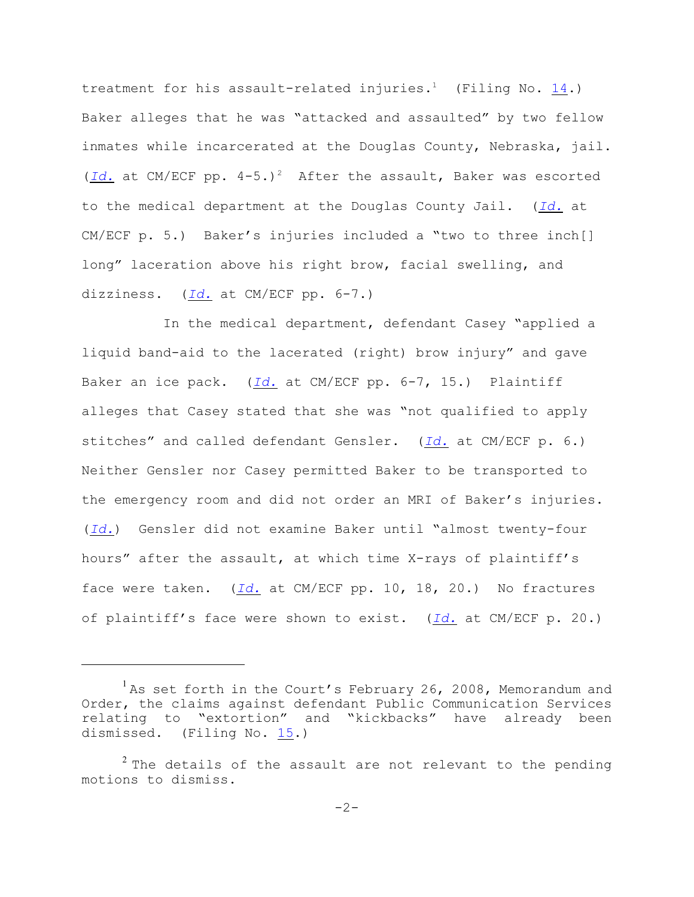treatment for his assault-related injuries.[1] (Filing No. 14.) Baker alleges that he was "attacked and assaulted" by two fellow inmates while incarcerated at the Douglas County, Nebraska, jail. (*Id.* at CM/ECF pp. 4-5.)[2] After the assault, Baker was escorted to the medical department at the Douglas County Jail. (*Id.* at CM/ECF p. 5.) Baker's injuries included a "two to three inch[] long" laceration above his right brow, facial swelling, and dizziness. (*Id.* at CM/ECF pp. 6-7.)

In the medical department, defendant Casey "applied a liquid band-aid to the lacerated (right) brow injury" and gave Baker an ice pack. (*Id.* at CM/ECF pp. 6-7, 15.) Plaintiff alleges that Casey stated that she was "not qualified to apply stitches" and called defendant Gensler. (*Id.* at CM/ECF p. 6.) Neither Gensler nor Casey permitted Baker to be transported to the emergency room and did not order an MRI of Baker's injuries. (*Id.*) Gensler did not examine Baker until "almost twenty-four hours" after the assault, at which time X-rays of plaintiff's face were taken. (*Id.* at CM/ECF pp. 10, 18, 20.) No fractures of plaintiff's face were shown to exist. (*Id.* at CM/ECF p. 20.)

---

[1] As set forth in the Court's February 26, 2008, Memorandum and Order, the claims against defendant Public Communication Services relating to "extortion" and "kickbacks" have already been dismissed. (Filing No. 15.)

[2] The details of the assault are not relevant to the pending motions to dismiss.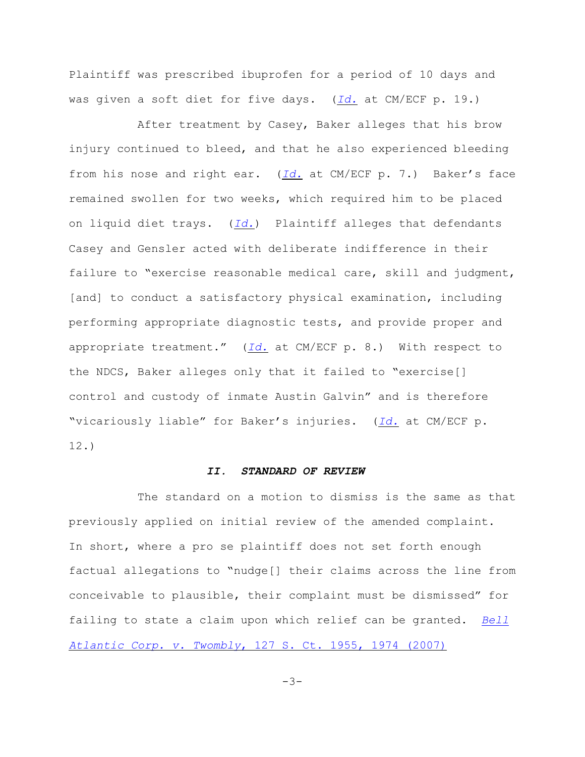Plaintiff was prescribed ibuprofen for a period of 10 days and was given a soft diet for five days. (*Id.* at CM/ECF p. 19.)

After treatment by Casey, Baker alleges that his brow injury continued to bleed, and that he also experienced bleeding from his nose and right ear. (*Id.* at CM/ECF p. 7.) Baker's face remained swollen for two weeks, which required him to be placed on liquid diet trays. (*Id.*) Plaintiff alleges that defendants Casey and Gensler acted with deliberate indifference in their failure to "exercise reasonable medical care, skill and judgment, [and] to conduct a satisfactory physical examination, including performing appropriate diagnostic tests, and provide proper and appropriate treatment." (*Id.* at CM/ECF p. 8.) With respect to the NDCS, Baker alleges only that it failed to "exercise[] control and custody of inmate Austin Galvin" and is therefore "vicariously liable" for Baker's injuries. (*Id.* at CM/ECF p. 12.)

## *II. STANDARD OF REVIEW*

The standard on a motion to dismiss is the same as that previously applied on initial review of the amended complaint. In short, where a pro se plaintiff does not set forth enough factual allegations to "nudge[] their claims across the line from conceivable to plausible, their complaint must be dismissed" for failing to state a claim upon which relief can be granted. *Bell Atlantic Corp. v. Twombly*, 127 S. Ct. 1955, 1974 (2007)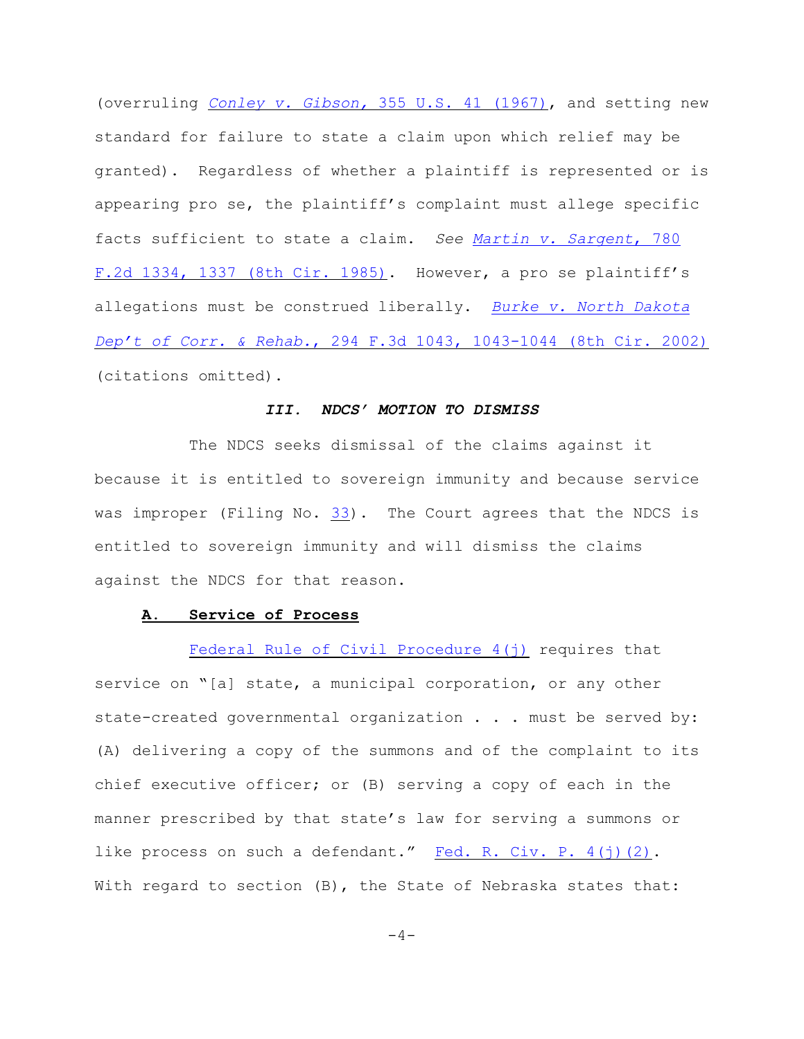(overruling *Conley v. Gibson*, 355 U.S. 41 (1967), and setting new standard for failure to state a claim upon which relief may be granted). Regardless of whether a plaintiff is represented or is appearing pro se, the plaintiff's complaint must allege specific facts sufficient to state a claim. *See* *Martin v. Sargent*, 780 F.2d 1334, 1337 (8th Cir. 1985). However, a pro se plaintiff's allegations must be construed liberally. *Burke v. North Dakota Dep't of Corr. & Rehab.*, 294 F.3d 1043, 1043-1044 (8th Cir. 2002) (citations omitted).

### *III. NDCS' MOTION TO DISMISS*

The NDCS seeks dismissal of the claims against it because it is entitled to sovereign immunity and because service was improper (Filing No. 33). The Court agrees that the NDCS is entitled to sovereign immunity and will dismiss the claims against the NDCS for that reason.

#### A. Service of Process

Federal Rule of Civil Procedure 4(j) requires that service on "[a] state, a municipal corporation, or any other state-created governmental organization . . . must be served by: (A) delivering a copy of the summons and of the complaint to its chief executive officer; or (B) serving a copy of each in the manner prescribed by that state's law for serving a summons or like process on such a defendant." Fed. R. Civ. P. 4(j)(2). With regard to section (B), the State of Nebraska states that: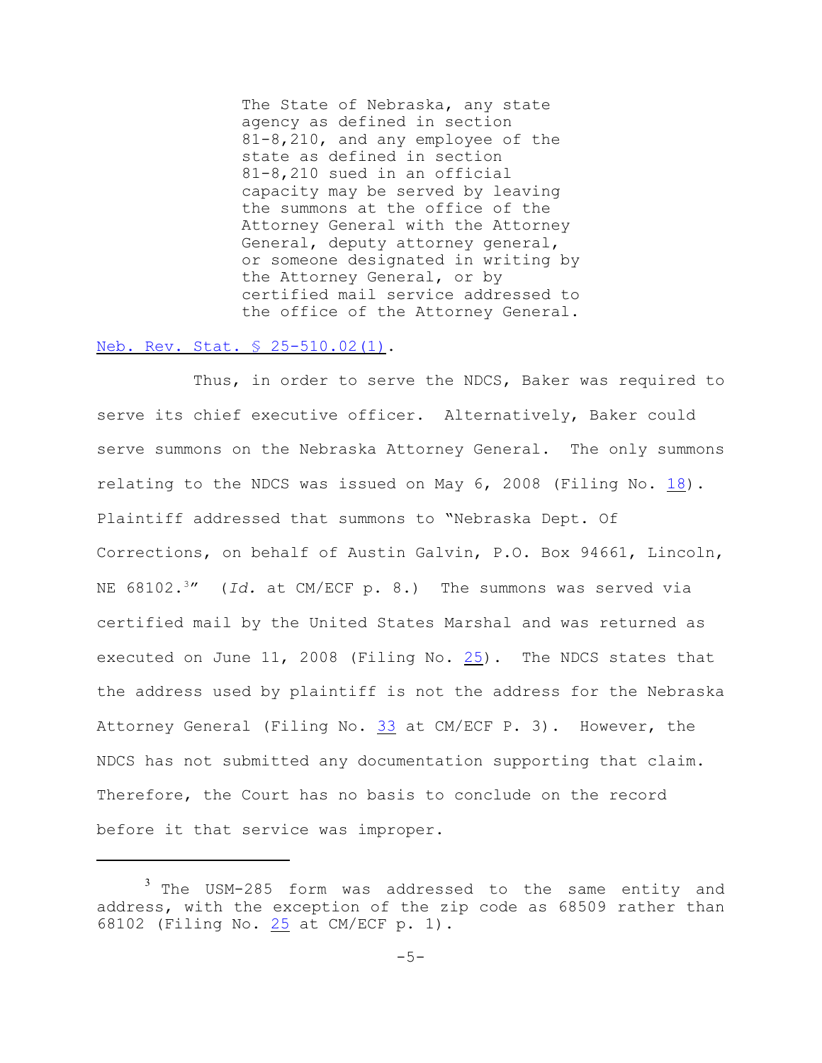> The State of Nebraska, any state agency as defined in section 81-8,210, and any employee of the state as defined in section 81-8,210 sued in an official capacity may be served by leaving the summons at the office of the Attorney General with the Attorney General, deputy attorney general, or someone designated in writing by the Attorney General, or by certified mail service addressed to the office of the Attorney General.

Neb. Rev. Stat. § 25-510.02(1).

Thus, in order to serve the NDCS, Baker was required to serve its chief executive officer. Alternatively, Baker could serve summons on the Nebraska Attorney General. The only summons relating to the NDCS was issued on May 6, 2008 (Filing No. 18). Plaintiff addressed that summons to "Nebraska Dept. Of Corrections, on behalf of Austin Galvin, P.O. Box 94661, Lincoln, NE 68102.[3]" (*Id.* at CM/ECF p. 8.) The summons was served via certified mail by the United States Marshal and was returned as executed on June 11, 2008 (Filing No. 25). The NDCS states that the address used by plaintiff is not the address for the Nebraska Attorney General (Filing No. 33 at CM/ECF P. 3). However, the NDCS has not submitted any documentation supporting that claim. Therefore, the Court has no basis to conclude on the record before it that service was improper.

---

[3] The USM-285 form was addressed to the same entity and address, with the exception of the zip code as 68509 rather than 68102 (Filing No. 25 at CM/ECF p. 1).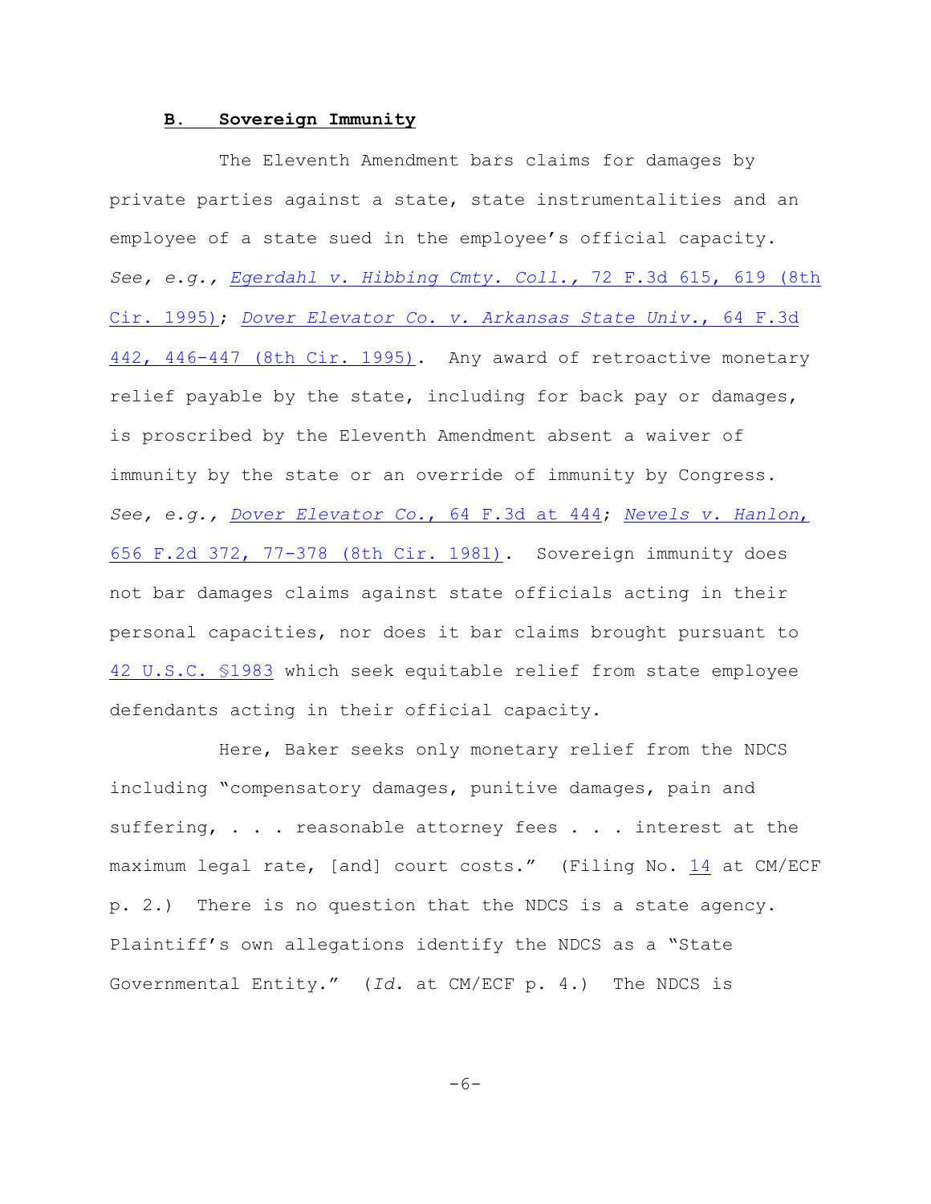### B. Sovereign Immunity

The Eleventh Amendment bars claims for damages by private parties against a state, state instrumentalities and an employee of a state sued in the employee's official capacity. *See, e.g., Egerdahl v. Hibbing Cmty. Coll.*, 72 F.3d 615, 619 (8th Cir. 1995); *Dover Elevator Co. v. Arkansas State Univ.*, 64 F.3d 442, 446-447 (8th Cir. 1995). Any award of retroactive monetary relief payable by the state, including for back pay or damages, is proscribed by the Eleventh Amendment absent a waiver of immunity by the state or an override of immunity by Congress. *See, e.g., Dover Elevator Co.*, 64 F.3d at 444; *Nevels v. Hanlon*, 656 F.2d 372, 77-378 (8th Cir. 1981). Sovereign immunity does not bar damages claims against state officials acting in their personal capacities, nor does it bar claims brought pursuant to 42 U.S.C. §1983 which seek equitable relief from state employee defendants acting in their official capacity.

Here, Baker seeks only monetary relief from the NDCS including "compensatory damages, punitive damages, pain and suffering, . . . reasonable attorney fees . . . interest at the maximum legal rate, [and] court costs." (Filing No. 14 at CM/ECF p. 2.) There is no question that the NDCS is a state agency. Plaintiff's own allegations identify the NDCS as a "State Governmental Entity." (*Id.* at CM/ECF p. 4.) The NDCS is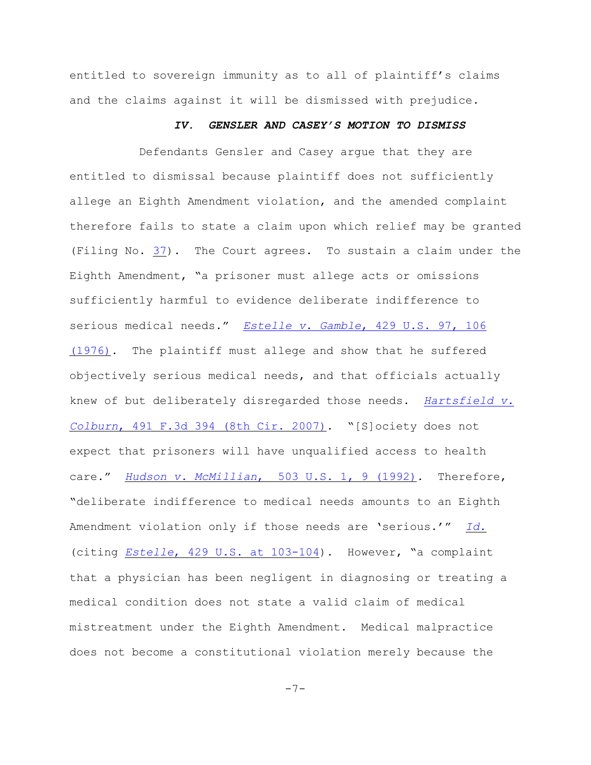entitled to sovereign immunity as to all of plaintiff's claims and the claims against it will be dismissed with prejudice.

### *IV. GENSLER AND CASEY'S MOTION TO DISMISS*

Defendants Gensler and Casey argue that they are entitled to dismissal because plaintiff does not sufficiently allege an Eighth Amendment violation, and the amended complaint therefore fails to state a claim upon which relief may be granted (Filing No. 37). The Court agrees. To sustain a claim under the Eighth Amendment, "a prisoner must allege acts or omissions sufficiently harmful to evidence deliberate indifference to serious medical needs." *Estelle v. Gamble*, 429 U.S. 97, 106 (1976). The plaintiff must allege and show that he suffered objectively serious medical needs, and that officials actually knew of but deliberately disregarded those needs. *Hartsfield v. Colburn*, 491 F.3d 394 (8th Cir. 2007). "[S]ociety does not expect that prisoners will have unqualified access to health care." *Hudson v. McMillian*, 503 U.S. 1, 9 (1992). Therefore, "deliberate indifference to medical needs amounts to an Eighth Amendment violation only if those needs are 'serious.'" *Id.* (citing *Estelle*, 429 U.S. at 103-104). However, "a complaint that a physician has been negligent in diagnosing or treating a medical condition does not state a valid claim of medical mistreatment under the Eighth Amendment. Medical malpractice does not become a constitutional violation merely because the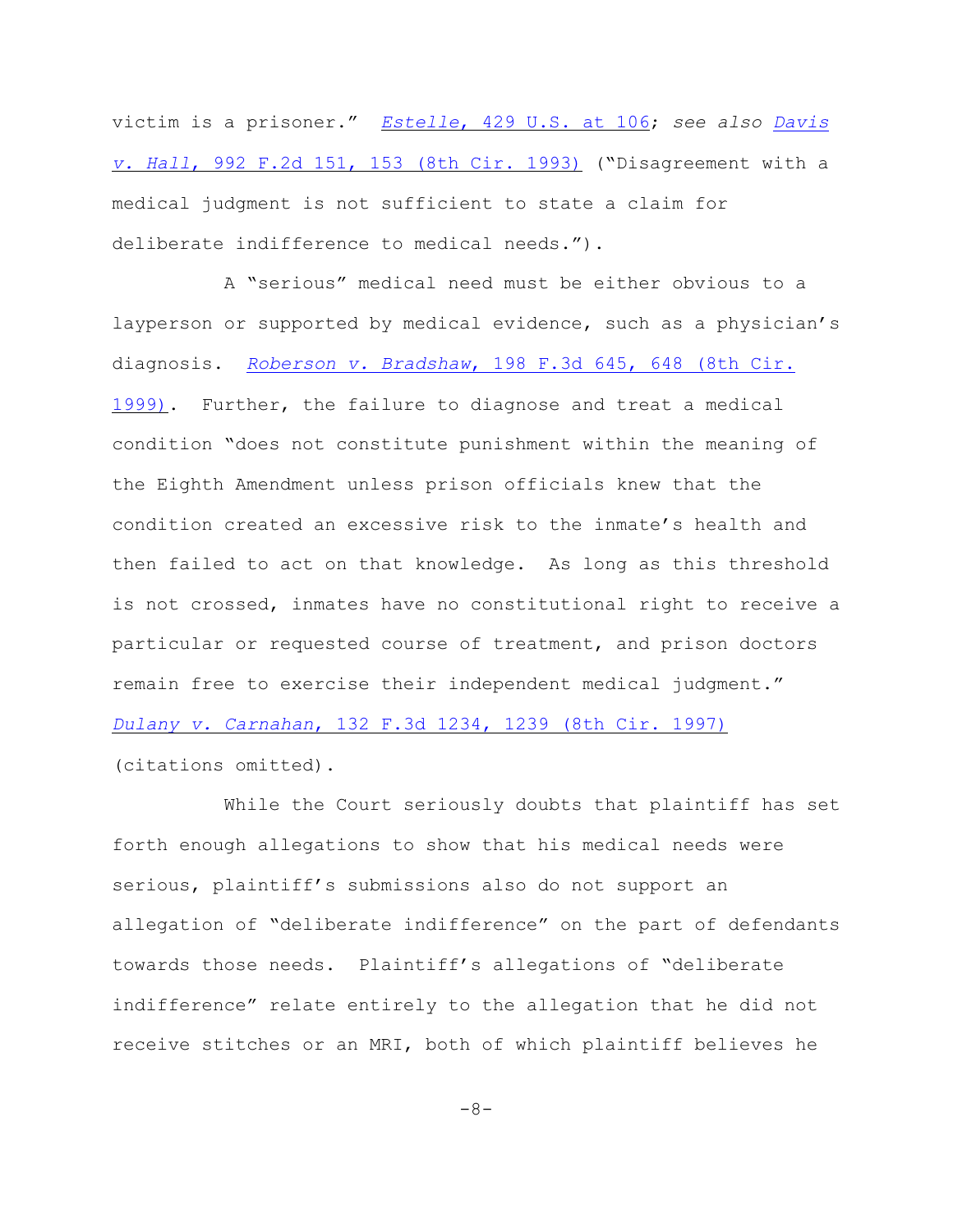victim is a prisoner." *Estelle*, 429 U.S. at 106; *see also Davis v. Hall*, 992 F.2d 151, 153 (8th Cir. 1993) ("Disagreement with a medical judgment is not sufficient to state a claim for deliberate indifference to medical needs.").

A "serious" medical need must be either obvious to a layperson or supported by medical evidence, such as a physician's diagnosis. *Roberson v. Bradshaw*, 198 F.3d 645, 648 (8th Cir. 1999). Further, the failure to diagnose and treat a medical condition "does not constitute punishment within the meaning of the Eighth Amendment unless prison officials knew that the condition created an excessive risk to the inmate's health and then failed to act on that knowledge. As long as this threshold is not crossed, inmates have no constitutional right to receive a particular or requested course of treatment, and prison doctors remain free to exercise their independent medical judgment." *Dulany v. Carnahan*, 132 F.3d 1234, 1239 (8th Cir. 1997) (citations omitted).

While the Court seriously doubts that plaintiff has set forth enough allegations to show that his medical needs were serious, plaintiff's submissions also do not support an allegation of "deliberate indifference" on the part of defendants towards those needs. Plaintiff's allegations of "deliberate indifference" relate entirely to the allegation that he did not receive stitches or an MRI, both of which plaintiff believes he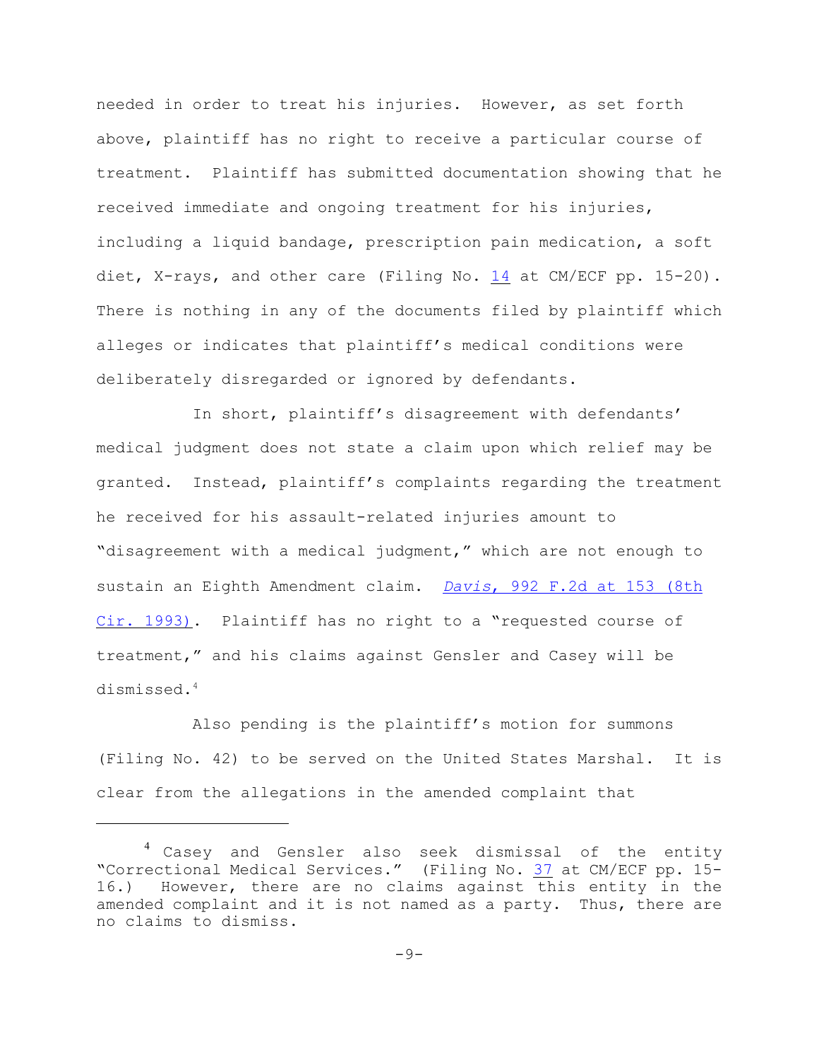needed in order to treat his injuries. However, as set forth above, plaintiff has no right to receive a particular course of treatment. Plaintiff has submitted documentation showing that he received immediate and ongoing treatment for his injuries, including a liquid bandage, prescription pain medication, a soft diet, X-rays, and other care (Filing No. 14 at CM/ECF pp. 15-20). There is nothing in any of the documents filed by plaintiff which alleges or indicates that plaintiff's medical conditions were deliberately disregarded or ignored by defendants.

In short, plaintiff's disagreement with defendants' medical judgment does not state a claim upon which relief may be granted. Instead, plaintiff's complaints regarding the treatment he received for his assault-related injuries amount to "disagreement with a medical judgment," which are not enough to sustain an Eighth Amendment claim. *Davis*, 992 F.2d at 153 (8th Cir. 1993). Plaintiff has no right to a "requested course of treatment," and his claims against Gensler and Casey will be dismissed.[4]

Also pending is the plaintiff's motion for summons (Filing No. 42) to be served on the United States Marshal. It is clear from the allegations in the amended complaint that

---

[4] Casey and Gensler also seek dismissal of the entity "Correctional Medical Services." (Filing No. 37 at CM/ECF pp. 15-16.) However, there are no claims against this entity in the amended complaint and it is not named as a party. Thus, there are no claims to dismiss.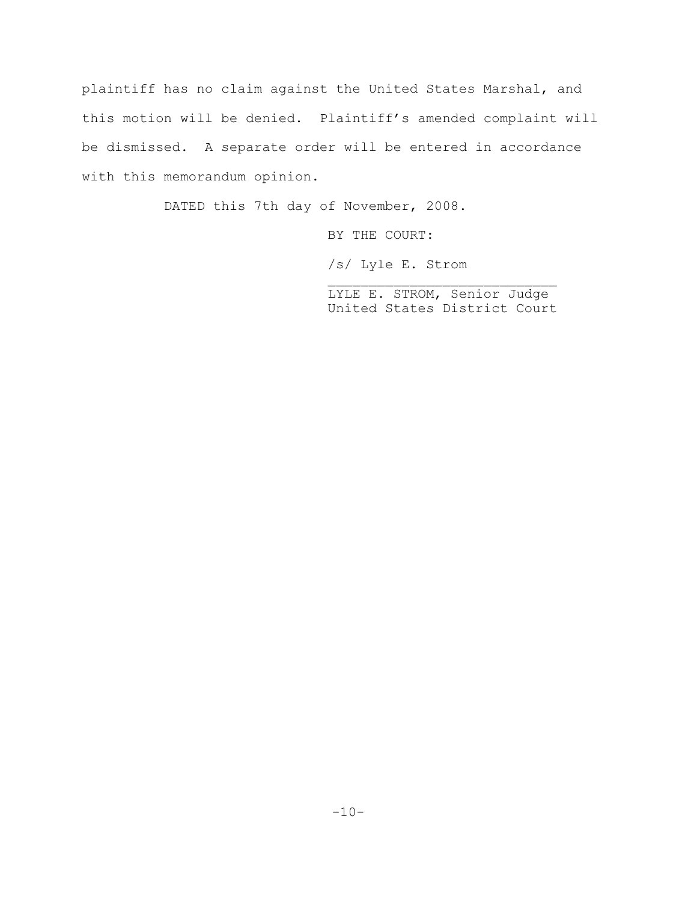plaintiff has no claim against the United States Marshal, and this motion will be denied. Plaintiff's amended complaint will be dismissed. A separate order will be entered in accordance with this memorandum opinion.

DATED this 7th day of November, 2008.

BY THE COURT:

/s/ Lyle E. Strom

LYLE E. STROM, Senior Judge
United States District Court